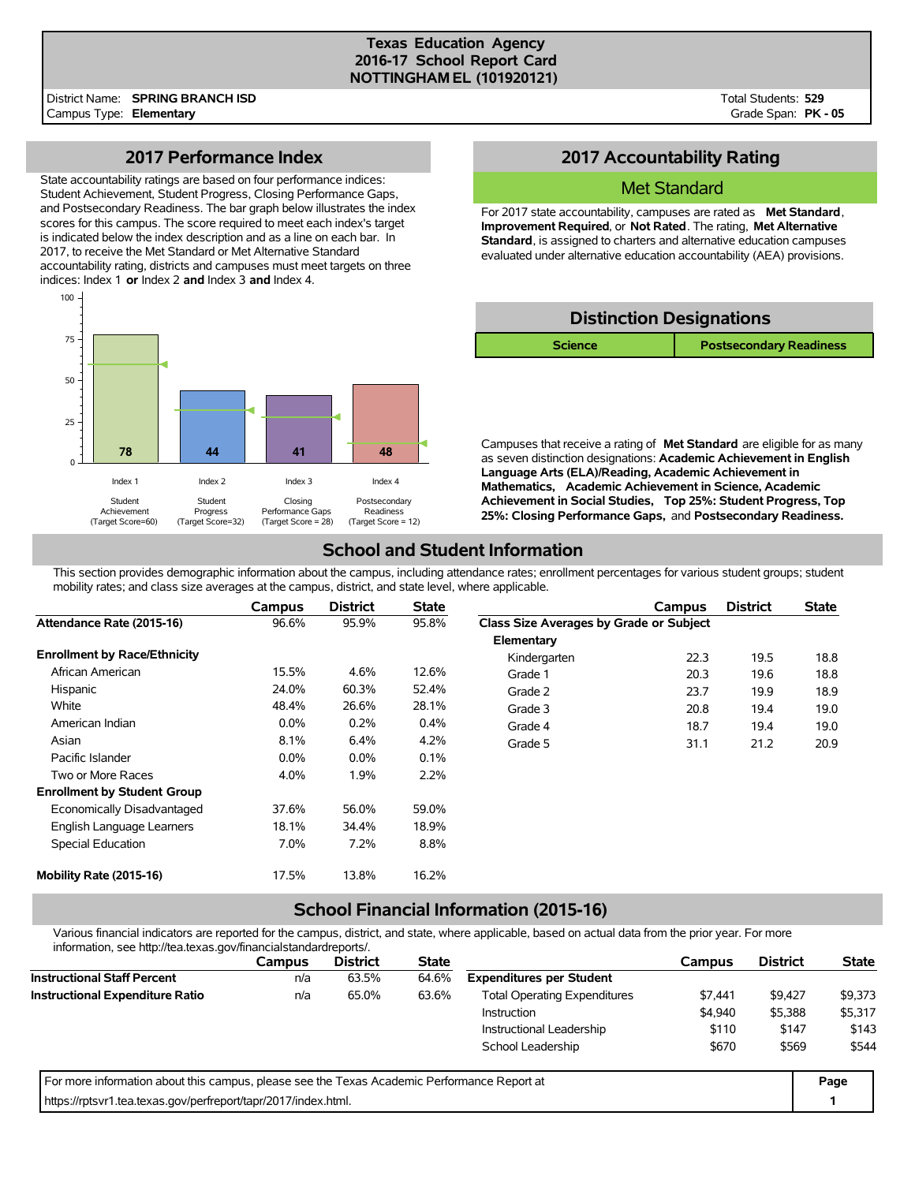# Texas Education Agency
## 2016-17 School Report Card
## NOTTINGHAM EL (101920121)

District Name: **SPRING BRANCH ISD**
Campus Type: **Elementary**

Total Students: **529**
Grade Span: **PK - 05**

## 2017 Performance Index

State accountability ratings are based on four performance indices: Student Achievement, Student Progress, Closing Performance Gaps, and Postsecondary Readiness. The bar graph below illustrates the index scores for this campus. The score required to meet each index's target is indicated below the index description and as a line on each bar. In 2017, to receive the Met Standard or Met Alternative Standard accountability rating, districts and campuses must meet targets on three indices: Index 1 **or** Index 2 **and** Index 3 **and** Index 4.

| Index | Description | Target Score | Campus Score |
|---|---|---|---|
| Index 1 | Student Achievement | 60 | 78 |
| Index 2 | Student Progress | 32 | 44 |
| Index 3 | Closing Performance Gaps | 28 | 41 |
| Index 4 | Postsecondary Readiness | 12 | 48 |

## 2017 Accountability Rating

**Met Standard**

For 2017 state accountability, campuses are rated as **Met Standard**, **Improvement Required**, or **Not Rated**. The rating, **Met Alternative Standard**, is assigned to charters and alternative education campuses evaluated under alternative education accountability (AEA) provisions.

## Distinction Designations

| Science | Postsecondary Readiness |
|---|---|

Campuses that receive a rating of **Met Standard** are eligible for as many as seven distinction designations: **Academic Achievement in English Language Arts (ELA)/Reading, Academic Achievement in Mathematics, Academic Achievement in Science, Academic Achievement in Social Studies, Top 25%: Student Progress, Top 25%: Closing Performance Gaps,** and **Postsecondary Readiness.**

## School and Student Information

This section provides demographic information about the campus, including attendance rates; enrollment percentages for various student groups; student mobility rates; and class size averages at the campus, district, and state level, where applicable.

| | Campus | District | State |
|---|---|---|---|
| **Attendance Rate (2015-16)** | 96.6% | 95.9% | 95.8% |
| **Enrollment by Race/Ethnicity** | | | |
| African American | 15.5% | 4.6% | 12.6% |
| Hispanic | 24.0% | 60.3% | 52.4% |
| White | 48.4% | 26.6% | 28.1% |
| American Indian | 0.0% | 0.2% | 0.4% |
| Asian | 8.1% | 6.4% | 4.2% |
| Pacific Islander | 0.0% | 0.0% | 0.1% |
| Two or More Races | 4.0% | 1.9% | 2.2% |
| **Enrollment by Student Group** | | | |
| Economically Disadvantaged | 37.6% | 56.0% | 59.0% |
| English Language Learners | 18.1% | 34.4% | 18.9% |
| Special Education | 7.0% | 7.2% | 8.8% |
| **Mobility Rate (2015-16)** | 17.5% | 13.8% | 16.2% |

| | Campus | District | State |
|---|---|---|---|
| **Class Size Averages by Grade or Subject** | | | |
| **Elementary** | | | |
| Kindergarten | 22.3 | 19.5 | 18.8 |
| Grade 1 | 20.3 | 19.6 | 18.8 |
| Grade 2 | 23.7 | 19.9 | 18.9 |
| Grade 3 | 20.8 | 19.4 | 19.0 |
| Grade 4 | 18.7 | 19.4 | 19.0 |
| Grade 5 | 31.1 | 21.2 | 20.9 |

## School Financial Information (2015-16)

Various financial indicators are reported for the campus, district, and state, where applicable, based on actual data from the prior year. For more information, see http://tea.texas.gov/financialstandardreports/.

| | Campus | District | State |
|---|---|---|---|
| **Instructional Staff Percent** | n/a | 63.5% | 64.6% |
| **Instructional Expenditure Ratio** | n/a | 65.0% | 63.6% |

| | Campus | District | State |
|---|---|---|---|
| **Expenditures per Student** | | | |
| Total Operating Expenditures | $7,441 | $9,427 | $9,373 |
| Instruction | $4,940 | $5,388 | $5,317 |
| Instructional Leadership | $110 | $147 | $143 |
| School Leadership | $670 | $569 | $544 |

For more information about this campus, please see the Texas Academic Performance Report at https://rptsvr1.tea.texas.gov/perfreport/tapr/2017/index.html.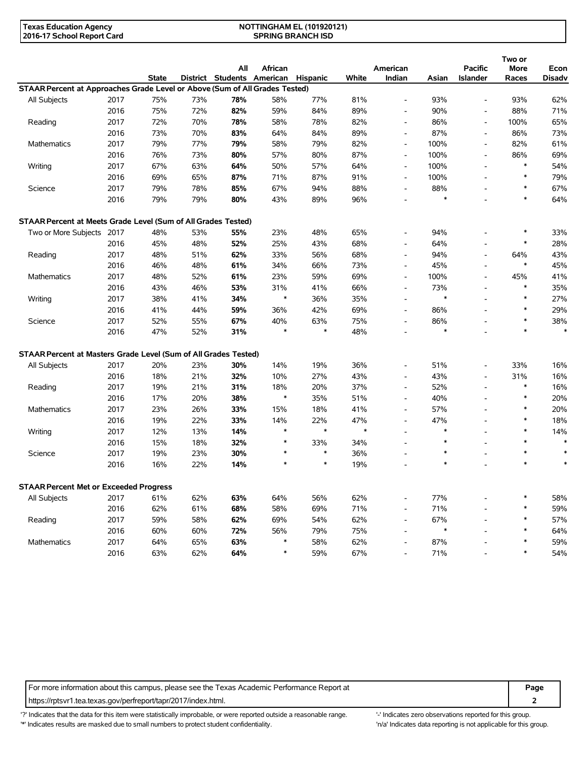**Texas Education Agency**
**2016-17 School Report Card**

**NOTTINGHAM EL (101920121)**
**SPRING BRANCH ISD**

| | | State | District | All Students | African American | Hispanic | White | American Indian | Asian | Pacific Islander | Two or More Races | Econ Disadv |
|---|---|---|---|---|---|---|---|---|---|---|---|---|
| **STAAR Percent at Approaches Grade Level or Above (Sum of All Grades Tested)** | | | | | | | | | | | | |
| All Subjects | 2017 | 75% | 73% | **78%** | 58% | 77% | 81% | - | 93% | - | 93% | 62% |
| | 2016 | 75% | 72% | **82%** | 59% | 84% | 89% | - | 90% | - | 88% | 71% |
| Reading | 2017 | 72% | 70% | **78%** | 58% | 78% | 82% | - | 86% | - | 100% | 65% |
| | 2016 | 73% | 70% | **83%** | 64% | 84% | 89% | - | 87% | - | 86% | 73% |
| Mathematics | 2017 | 79% | 77% | **79%** | 58% | 79% | 82% | - | 100% | - | 82% | 61% |
| | 2016 | 76% | 73% | **80%** | 57% | 80% | 87% | - | 100% | - | 86% | 69% |
| Writing | 2017 | 67% | 63% | **64%** | 50% | 57% | 64% | - | 100% | - | * | 54% |
| | 2016 | 69% | 65% | **87%** | 71% | 87% | 91% | - | 100% | - | * | 79% |
| Science | 2017 | 79% | 78% | **85%** | 67% | 94% | 88% | - | 88% | - | * | 67% |
| | 2016 | 79% | 79% | **80%** | 43% | 89% | 96% | - | * | - | * | 64% |
| **STAAR Percent at Meets Grade Level (Sum of All Grades Tested)** | | | | | | | | | | | | |
| Two or More Subjects | 2017 | 48% | 53% | **55%** | 23% | 48% | 65% | - | 94% | - | * | 33% |
| | 2016 | 45% | 48% | **52%** | 25% | 43% | 68% | - | 64% | - | * | 28% |
| Reading | 2017 | 48% | 51% | **62%** | 33% | 56% | 68% | - | 94% | - | 64% | 43% |
| | 2016 | 46% | 48% | **61%** | 34% | 66% | 73% | - | 45% | - | * | 45% |
| Mathematics | 2017 | 48% | 52% | **61%** | 23% | 59% | 69% | - | 100% | - | 45% | 41% |
| | 2016 | 43% | 46% | **53%** | 31% | 41% | 66% | - | 73% | - | * | 35% |
| Writing | 2017 | 38% | 41% | **34%** | * | 36% | 35% | - | * | - | * | 27% |
| | 2016 | 41% | 44% | **59%** | 36% | 42% | 69% | - | 86% | - | * | 29% |
| Science | 2017 | 52% | 55% | **67%** | 40% | 63% | 75% | - | 86% | - | * | 38% |
| | 2016 | 47% | 52% | **31%** | * | * | 48% | - | * | - | * | * |
| **STAAR Percent at Masters Grade Level (Sum of All Grades Tested)** | | | | | | | | | | | | |
| All Subjects | 2017 | 20% | 23% | **30%** | 14% | 19% | 36% | - | 51% | - | 33% | 16% |
| | 2016 | 18% | 21% | **32%** | 10% | 27% | 43% | - | 43% | - | 31% | 16% |
| Reading | 2017 | 19% | 21% | **31%** | 18% | 20% | 37% | - | 52% | - | * | 16% |
| | 2016 | 17% | 20% | **38%** | * | 35% | 51% | - | 40% | - | * | 20% |
| Mathematics | 2017 | 23% | 26% | **33%** | 15% | 18% | 41% | - | 57% | - | * | 20% |
| | 2016 | 19% | 22% | **33%** | 14% | 22% | 47% | - | 47% | - | * | 18% |
| Writing | 2017 | 12% | 13% | **14%** | * | * | * | - | * | - | * | 14% |
| | 2016 | 15% | 18% | **32%** | * | 33% | 34% | - | * | - | * | * |
| Science | 2017 | 19% | 23% | **30%** | * | * | 36% | - | * | - | * | * |
| | 2016 | 16% | 22% | **14%** | * | * | 19% | - | * | - | * | * |
| **STAAR Percent Met or Exceeded Progress** | | | | | | | | | | | | |
| All Subjects | 2017 | 61% | 62% | **63%** | 64% | 56% | 62% | - | 77% | - | * | 58% |
| | 2016 | 62% | 61% | **68%** | 58% | 69% | 71% | - | 71% | - | * | 59% |
| Reading | 2017 | 59% | 58% | **62%** | 69% | 54% | 62% | - | 67% | - | * | 57% |
| | 2016 | 60% | 60% | **72%** | 56% | 79% | 75% | - | * | - | * | 64% |
| Mathematics | 2017 | 64% | 65% | **63%** | * | 58% | 62% | - | 87% | - | * | 59% |
| | 2016 | 63% | 62% | **64%** | * | 59% | 67% | - | 71% | - | * | 54% |

For more information about this campus, please see the Texas Academic Performance Report at https://rptsvr1.tea.texas.gov/perfreport/tapr/2017/index.html.

'?' Indicates that the data for this item were statistically improbable, or were reported outside a reasonable range.
'*' Indicates results are masked due to small numbers to protect student confidentiality.
'-' Indicates zero observations reported for this group.
'n/a' Indicates data reporting is not applicable for this group.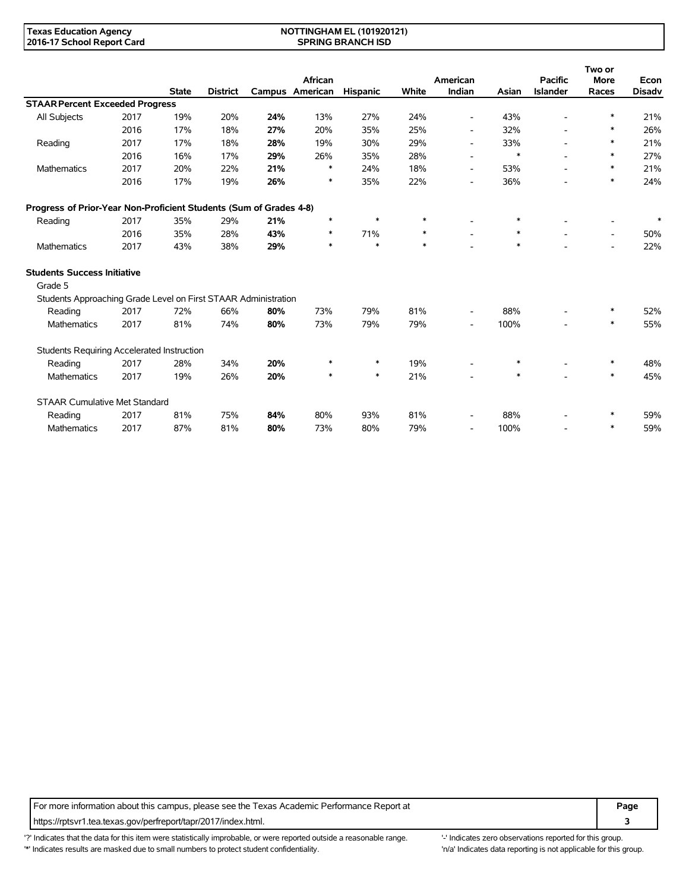| | | State | District | Campus | African American | Hispanic | White | American Indian | Asian | Pacific Islander | Two or More Races | Econ Disadv |
|---|---|---|---|---|---|---|---|---|---|---|---|---|
| **STAAR Percent Exceeded Progress** | | | | | | | | | | | | |
| All Subjects | 2017 | 19% | 20% | **24%** | 13% | 27% | 24% | - | 43% | - | * | 21% |
| | 2016 | 17% | 18% | **27%** | 20% | 35% | 25% | - | 32% | - | * | 26% |
| Reading | 2017 | 17% | 18% | **28%** | 19% | 30% | 29% | - | 33% | - | * | 21% |
| | 2016 | 16% | 17% | **29%** | 26% | 35% | 28% | - | * | - | * | 27% |
| Mathematics | 2017 | 20% | 22% | **21%** | * | 24% | 18% | - | 53% | - | * | 21% |
| | 2016 | 17% | 19% | **26%** | * | 35% | 22% | - | 36% | - | * | 24% |
| **Progress of Prior-Year Non-Proficient Students (Sum of Grades 4-8)** | | | | | | | | | | | | |
| Reading | 2017 | 35% | 29% | **21%** | * | * | * | - | * | - | - | * |
| | 2016 | 35% | 28% | **43%** | * | 71% | * | - | * | - | - | 50% |
| Mathematics | 2017 | 43% | 38% | **29%** | * | * | * | - | * | - | - | 22% |
| **Students Success Initiative** | | | | | | | | | | | | |
| Grade 5 | | | | | | | | | | | | |
| Students Approaching Grade Level on First STAAR Administration | | | | | | | | | | | | |
| Reading | 2017 | 72% | 66% | **80%** | 73% | 79% | 81% | - | 88% | - | * | 52% |
| Mathematics | 2017 | 81% | 74% | **80%** | 73% | 79% | 79% | - | 100% | - | * | 55% |
| Students Requiring Accelerated Instruction | | | | | | | | | | | | |
| Reading | 2017 | 28% | 34% | **20%** | * | * | 19% | - | * | - | * | 48% |
| Mathematics | 2017 | 19% | 26% | **20%** | * | * | 21% | - | * | - | * | 45% |
| STAAR Cumulative Met Standard | | | | | | | | | | | | |
| Reading | 2017 | 81% | 75% | **84%** | 80% | 93% | 81% | - | 88% | - | * | 59% |
| Mathematics | 2017 | 87% | 81% | **80%** | 73% | 80% | 79% | - | 100% | - | * | 59% |

For more information about this campus, please see the Texas Academic Performance Report at https://rptsvr1.tea.texas.gov/perfreport/tapr/2017/index.html.

'?' Indicates that the data for this item were statistically improbable, or were reported outside a reasonable range.
'*' Indicates results are masked due to small numbers to protect student confidentiality.
'-' Indicates zero observations reported for this group.
'n/a' Indicates data reporting is not applicable for this group.